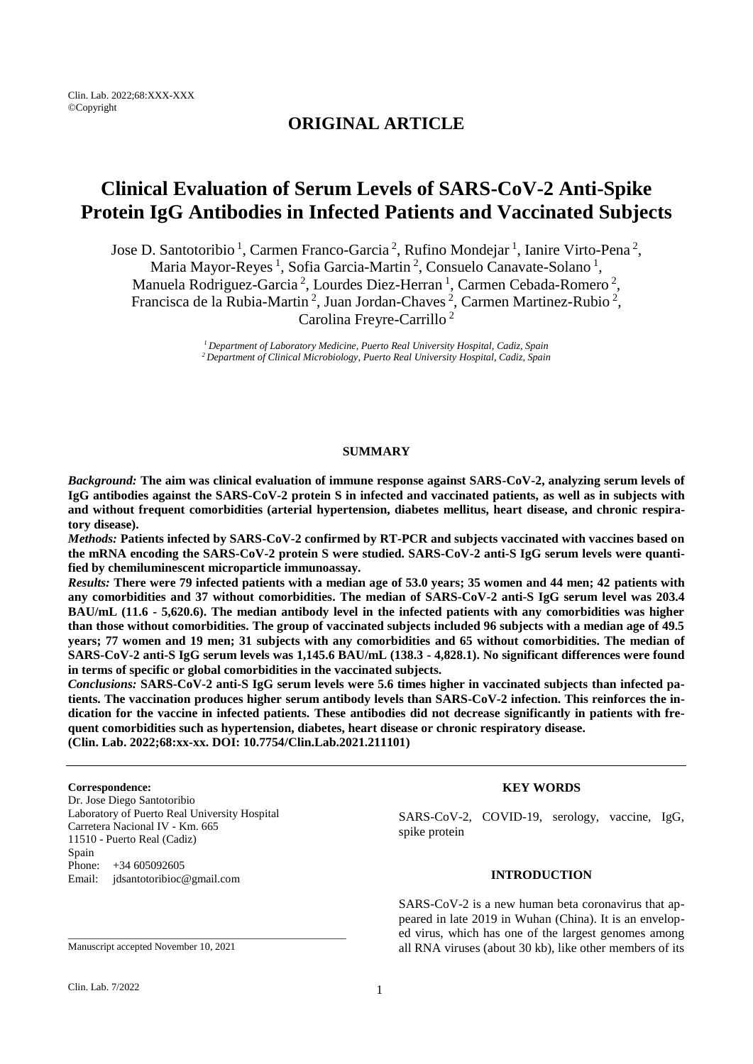## ORIGINAL ARTICLE

# Clinical Evaluation of Serum Levels of SARS-CoV-2 Anti-Spike Protein IgG Antibodies in Infected Patients and Vaccinated Subjects

Jose D. Santotoribio [1], Carmen Franco-Garcia [2], Rufino Mondejar [1], Ianire Virto-Pena [2], Maria Mayor-Reyes [1], Sofia Garcia-Martin [2], Consuelo Canavate-Solano [1], Manuela Rodriguez-Garcia [2], Lourdes Diez-Herran [1], Carmen Cebada-Romero [2], Francisca de la Rubia-Martin [2], Juan Jordan-Chaves [2], Carmen Martinez-Rubio [2], Carolina Freyre-Carrillo [2]

*[1] Department of Laboratory Medicine, Puerto Real University Hospital, Cadiz, Spain*
*[2] Department of Clinical Microbiology, Puerto Real University Hospital, Cadiz, Spain*

### SUMMARY

***Background:*** **The aim was clinical evaluation of immune response against SARS-CoV-2, analyzing serum levels of IgG antibodies against the SARS-CoV-2 protein S in infected and vaccinated patients, as well as in subjects with and without frequent comorbidities (arterial hypertension, diabetes mellitus, heart disease, and chronic respiratory disease).**

***Methods:*** **Patients infected by SARS-CoV-2 confirmed by RT-PCR and subjects vaccinated with vaccines based on the mRNA encoding the SARS-CoV-2 protein S were studied. SARS-CoV-2 anti-S IgG serum levels were quantified by chemiluminescent microparticle immunoassay.**

***Results:*** **There were 79 infected patients with a median age of 53.0 years; 35 women and 44 men; 42 patients with any comorbidities and 37 without comorbidities. The median of SARS-CoV-2 anti-S IgG serum level was 203.4 BAU/mL (11.6 - 5,620.6). The median antibody level in the infected patients with any comorbidities was higher than those without comorbidities. The group of vaccinated subjects included 96 subjects with a median age of 49.5 years; 77 women and 19 men; 31 subjects with any comorbidities and 65 without comorbidities. The median of SARS-CoV-2 anti-S IgG serum levels was 1,145.6 BAU/mL (138.3 - 4,828.1). No significant differences were found in terms of specific or global comorbidities in the vaccinated subjects.**

***Conclusions:*** **SARS-CoV-2 anti-S IgG serum levels were 5.6 times higher in vaccinated subjects than infected patients. The vaccination produces higher serum antibody levels than SARS-CoV-2 infection. This reinforces the indication for the vaccine in infected patients. These antibodies did not decrease significantly in patients with frequent comorbidities such as hypertension, diabetes, heart disease or chronic respiratory disease.**
**(Clin. Lab. 2022;68:xx-xx. DOI: 10.7754/Clin.Lab.2021.211101)**

**Correspondence:**
Dr. Jose Diego Santotoribio
Laboratory of Puerto Real University Hospital
Carretera Nacional IV - Km. 665
11510 - Puerto Real (Cadiz)
Spain
Phone: +34 605092605
Email: jdsantotoribioc@gmail.com

Manuscript accepted November 10, 2021

### KEY WORDS

SARS-CoV-2, COVID-19, serology, vaccine, IgG, spike protein

### INTRODUCTION

SARS-CoV-2 is a new human beta coronavirus that appeared in late 2019 in Wuhan (China). It is an enveloped virus, which has one of the largest genomes among all RNA viruses (about 30 kb), like other members of its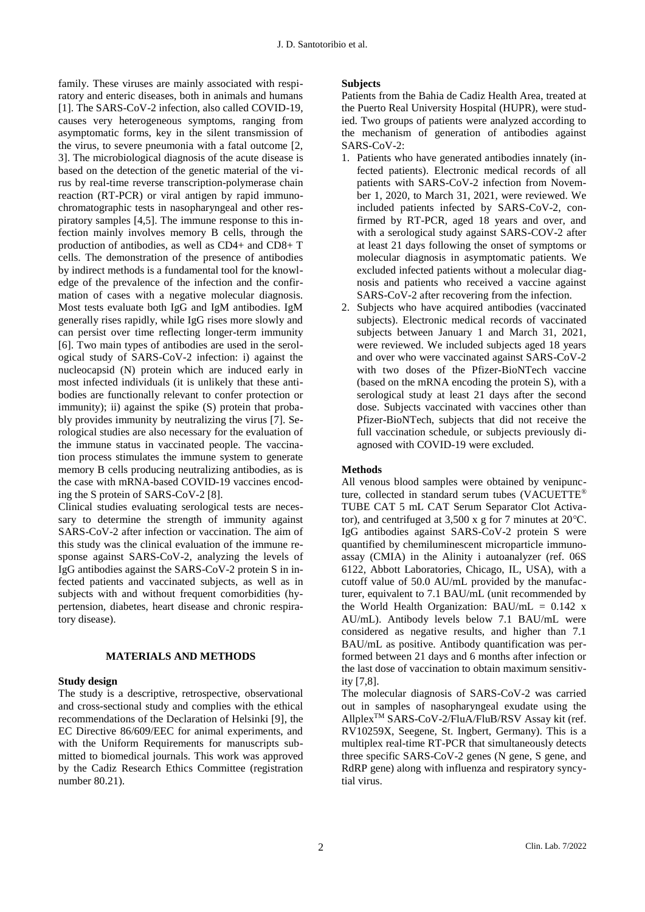family. These viruses are mainly associated with respiratory and enteric diseases, both in animals and humans [1]. The SARS-CoV-2 infection, also called COVID-19, causes very heterogeneous symptoms, ranging from asymptomatic forms, key in the silent transmission of the virus, to severe pneumonia with a fatal outcome [2, 3]. The microbiological diagnosis of the acute disease is based on the detection of the genetic material of the virus by real-time reverse transcription-polymerase chain reaction (RT-PCR) or viral antigen by rapid immunochromatographic tests in nasopharyngeal and other respiratory samples [4,5]. The immune response to this infection mainly involves memory B cells, through the production of antibodies, as well as CD4+ and CD8+ T cells. The demonstration of the presence of antibodies by indirect methods is a fundamental tool for the knowledge of the prevalence of the infection and the confirmation of cases with a negative molecular diagnosis. Most tests evaluate both IgG and IgM antibodies. IgM generally rises rapidly, while IgG rises more slowly and can persist over time reflecting longer-term immunity [6]. Two main types of antibodies are used in the serological study of SARS-CoV-2 infection: i) against the nucleocapsid (N) protein which are induced early in most infected individuals (it is unlikely that these antibodies are functionally relevant to confer protection or immunity); ii) against the spike (S) protein that probably provides immunity by neutralizing the virus [7]. Serological studies are also necessary for the evaluation of the immune status in vaccinated people. The vaccination process stimulates the immune system to generate memory B cells producing neutralizing antibodies, as is the case with mRNA-based COVID-19 vaccines encoding the S protein of SARS-CoV-2 [8].

Clinical studies evaluating serological tests are necessary to determine the strength of immunity against SARS-CoV-2 after infection or vaccination. The aim of this study was the clinical evaluation of the immune response against SARS-CoV-2, analyzing the levels of IgG antibodies against the SARS-CoV-2 protein S in infected patients and vaccinated subjects, as well as in subjects with and without frequent comorbidities (hypertension, diabetes, heart disease and chronic respiratory disease).

## MATERIALS AND METHODS

### Study design

The study is a descriptive, retrospective, observational and cross-sectional study and complies with the ethical recommendations of the Declaration of Helsinki [9], the EC Directive 86/609/EEC for animal experiments, and with the Uniform Requirements for manuscripts submitted to biomedical journals. This work was approved by the Cadiz Research Ethics Committee (registration number 80.21).

### Subjects

Patients from the Bahia de Cadiz Health Area, treated at the Puerto Real University Hospital (HUPR), were studied. Two groups of patients were analyzed according to the mechanism of generation of antibodies against SARS-CoV-2:

1. Patients who have generated antibodies innately (infected patients). Electronic medical records of all patients with SARS-CoV-2 infection from November 1, 2020, to March 31, 2021, were reviewed. We included patients infected by SARS-CoV-2, confirmed by RT-PCR, aged 18 years and over, and with a serological study against SARS-COV-2 after at least 21 days following the onset of symptoms or molecular diagnosis in asymptomatic patients. We excluded infected patients without a molecular diagnosis and patients who received a vaccine against SARS-CoV-2 after recovering from the infection.
2. Subjects who have acquired antibodies (vaccinated subjects). Electronic medical records of vaccinated subjects between January 1 and March 31, 2021, were reviewed. We included subjects aged 18 years and over who were vaccinated against SARS-CoV-2 with two doses of the Pfizer-BioNTech vaccine (based on the mRNA encoding the protein S), with a serological study at least 21 days after the second dose. Subjects vaccinated with vaccines other than Pfizer-BioNTech, subjects that did not receive the full vaccination schedule, or subjects previously diagnosed with COVID-19 were excluded.

### Methods

All venous blood samples were obtained by venipuncture, collected in standard serum tubes (VACUETTE® TUBE CAT 5 mL CAT Serum Separator Clot Activator), and centrifuged at 3,500 x g for 7 minutes at 20°C. IgG antibodies against SARS-CoV-2 protein S were quantified by chemiluminescent microparticle immunoassay (CMIA) in the Alinity i autoanalyzer (ref. 06S 6122, Abbott Laboratories, Chicago, IL, USA), with a cutoff value of 50.0 AU/mL provided by the manufacturer, equivalent to 7.1 BAU/mL (unit recommended by the World Health Organization: BAU/mL = 0.142 x AU/mL). Antibody levels below 7.1 BAU/mL were considered as negative results, and higher than 7.1 BAU/mL as positive. Antibody quantification was performed between 21 days and 6 months after infection or the last dose of vaccination to obtain maximum sensitivity [7,8].

The molecular diagnosis of SARS-CoV-2 was carried out in samples of nasopharyngeal exudate using the Allplex™ SARS-CoV-2/FluA/FluB/RSV Assay kit (ref. RV10259X, Seegene, St. Ingbert, Germany). This is a multiplex real-time RT-PCR that simultaneously detects three specific SARS-CoV-2 genes (N gene, S gene, and RdRP gene) along with influenza and respiratory syncytial virus.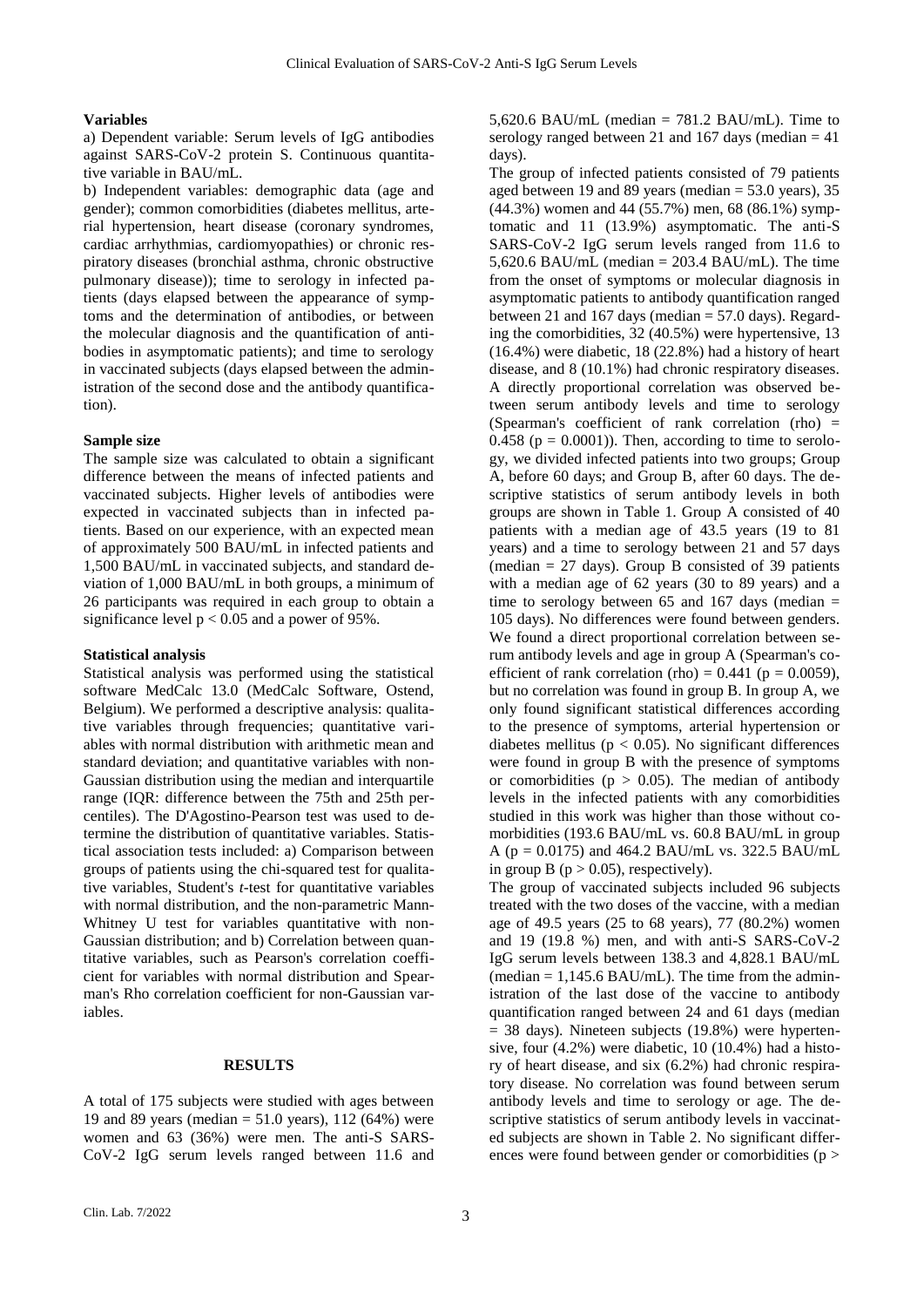**Variables**

a) Dependent variable: Serum levels of IgG antibodies against SARS-CoV-2 protein S. Continuous quantitative variable in BAU/mL.

b) Independent variables: demographic data (age and gender); common comorbidities (diabetes mellitus, arterial hypertension, heart disease (coronary syndromes, cardiac arrhythmias, cardiomyopathies) or chronic respiratory diseases (bronchial asthma, chronic obstructive pulmonary disease)); time to serology in infected patients (days elapsed between the appearance of symptoms and the determination of antibodies, or between the molecular diagnosis and the quantification of antibodies in asymptomatic patients); and time to serology in vaccinated subjects (days elapsed between the administration of the second dose and the antibody quantification).

**Sample size**

The sample size was calculated to obtain a significant difference between the means of infected patients and vaccinated subjects. Higher levels of antibodies were expected in vaccinated subjects than in infected patients. Based on our experience, with an expected mean of approximately 500 BAU/mL in infected patients and 1,500 BAU/mL in vaccinated subjects, and standard deviation of 1,000 BAU/mL in both groups, a minimum of 26 participants was required in each group to obtain a significance level $p < 0.05$ and a power of 95%.

**Statistical analysis**

Statistical analysis was performed using the statistical software MedCalc 13.0 (MedCalc Software, Ostend, Belgium). We performed a descriptive analysis: qualitative variables through frequencies; quantitative variables with normal distribution with arithmetic mean and standard deviation; and quantitative variables with non-Gaussian distribution using the median and interquartile range (IQR: difference between the 75th and 25th percentiles). The D'Agostino-Pearson test was used to determine the distribution of quantitative variables. Statistical association tests included: a) Comparison between groups of patients using the chi-squared test for qualitative variables, Student's *t*-test for quantitative variables with normal distribution, and the non-parametric Mann-Whitney U test for variables quantitative with non-Gaussian distribution; and b) Correlation between quantitative variables, such as Pearson's correlation coefficient for variables with normal distribution and Spearman's Rho correlation coefficient for non-Gaussian variables.

## RESULTS

A total of 175 subjects were studied with ages between 19 and 89 years (median = 51.0 years), 112 (64%) were women and 63 (36%) were men. The anti-S SARS-CoV-2 IgG serum levels ranged between 11.6 and 5,620.6 BAU/mL (median = 781.2 BAU/mL). Time to serology ranged between 21 and 167 days (median = 41 days).

The group of infected patients consisted of 79 patients aged between 19 and 89 years (median = 53.0 years), 35 (44.3%) women and 44 (55.7%) men, 68 (86.1%) symptomatic and 11 (13.9%) asymptomatic. The anti-S SARS-CoV-2 IgG serum levels ranged from 11.6 to 5,620.6 BAU/mL (median = 203.4 BAU/mL). The time from the onset of symptoms or molecular diagnosis in asymptomatic patients to antibody quantification ranged between 21 and 167 days (median = 57.0 days). Regarding the comorbidities, 32 (40.5%) were hypertensive, 13 (16.4%) were diabetic, 18 (22.8%) had a history of heart disease, and 8 (10.1%) had chronic respiratory diseases. A directly proportional correlation was observed between serum antibody levels and time to serology (Spearman's coefficient of rank correlation (rho) = 0.458 ($p = 0.0001$)). Then, according to time to serology, we divided infected patients into two groups; Group A, before 60 days; and Group B, after 60 days. The descriptive statistics of serum antibody levels in both groups are shown in Table 1. Group A consisted of 40 patients with a median age of 43.5 years (19 to 81 years) and a time to serology between 21 and 57 days (median = 27 days). Group B consisted of 39 patients with a median age of 62 years (30 to 89 years) and a time to serology between 65 and 167 days (median = 105 days). No differences were found between genders. We found a direct proportional correlation between serum antibody levels and age in group A (Spearman's coefficient of rank correlation (rho) = 0.441 ($p = 0.0059$), but no correlation was found in group B. In group A, we only found significant statistical differences according to the presence of symptoms, arterial hypertension or diabetes mellitus ($p < 0.05$). No significant differences were found in group B with the presence of symptoms or comorbidities ($p > 0.05$). The median of antibody levels in the infected patients with any comorbidities studied in this work was higher than those without comorbidities (193.6 BAU/mL vs. 60.8 BAU/mL in group A ($p = 0.0175$) and 464.2 BAU/mL vs. 322.5 BAU/mL in group B ($p > 0.05$), respectively).

The group of vaccinated subjects included 96 subjects treated with the two doses of the vaccine, with a median age of 49.5 years (25 to 68 years), 77 (80.2%) women and 19 (19.8 %) men, and with anti-S SARS-CoV-2 IgG serum levels between 138.3 and 4,828.1 BAU/mL (median = 1,145.6 BAU/mL). The time from the administration of the last dose of the vaccine to antibody quantification ranged between 24 and 61 days (median = 38 days). Nineteen subjects (19.8%) were hypertensive, four (4.2%) were diabetic, 10 (10.4%) had a history of heart disease, and six (6.2%) had chronic respiratory disease. No correlation was found between serum antibody levels and time to serology or age. The descriptive statistics of serum antibody levels in vaccinated subjects are shown in Table 2. No significant differences were found between gender or comorbidities (p >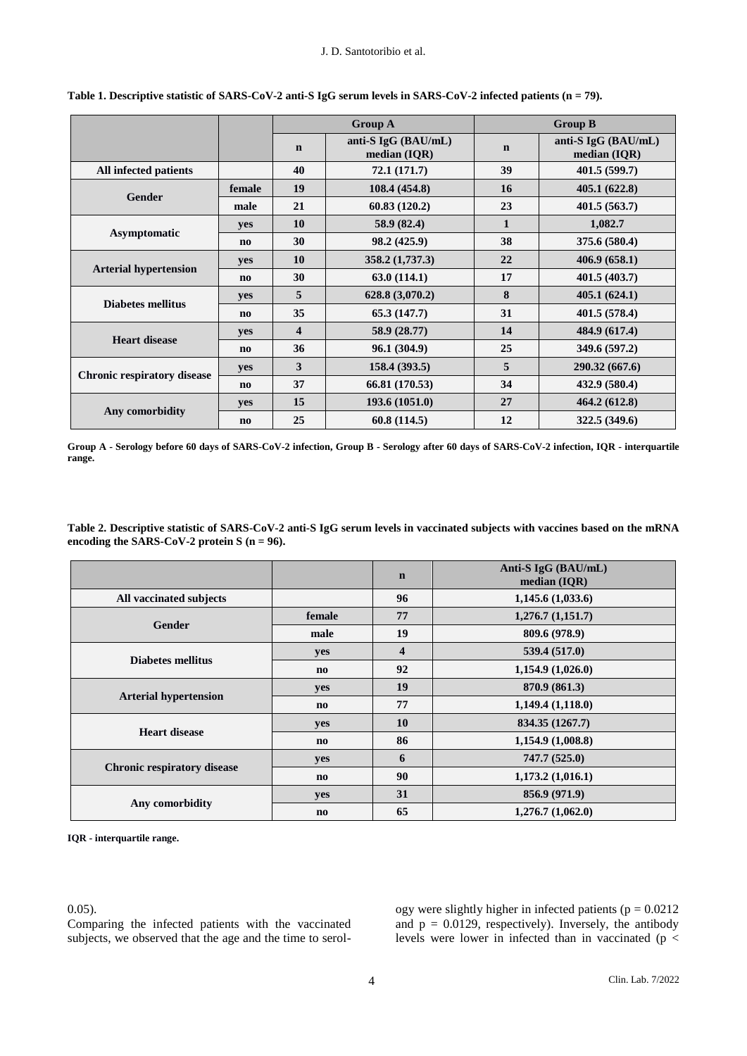**Table 1. Descriptive statistic of SARS-CoV-2 anti-S IgG serum levels in SARS-CoV-2 infected patients (n = 79).**

| | | Group A | | Group B | |
|---|---|---|---|---|---|
| | | n | anti-S IgG (BAU/mL) median (IQR) | n | anti-S IgG (BAU/mL) median (IQR) |
| All infected patients | | 40 | 72.1 (171.7) | 39 | 401.5 (599.7) |
| Gender | female | 19 | 108.4 (454.8) | 16 | 405.1 (622.8) |
| | male | 21 | 60.83 (120.2) | 23 | 401.5 (563.7) |
| Asymptomatic | yes | 10 | 58.9 (82.4) | 1 | 1,082.7 |
| | no | 30 | 98.2 (425.9) | 38 | 375.6 (580.4) |
| Arterial hypertension | yes | 10 | 358.2 (1,737.3) | 22 | 406.9 (658.1) |
| | no | 30 | 63.0 (114.1) | 17 | 401.5 (403.7) |
| Diabetes mellitus | yes | 5 | 628.8 (3,070.2) | 8 | 405.1 (624.1) |
| | no | 35 | 65.3 (147.7) | 31 | 401.5 (578.4) |
| Heart disease | yes | 4 | 58.9 (28.77) | 14 | 484.9 (617.4) |
| | no | 36 | 96.1 (304.9) | 25 | 349.6 (597.2) |
| Chronic respiratory disease | yes | 3 | 158.4 (393.5) | 5 | 290.32 (667.6) |
| | no | 37 | 66.81 (170.53) | 34 | 432.9 (580.4) |
| Any comorbidity | yes | 15 | 193.6 (1051.0) | 27 | 464.2 (612.8) |
| | no | 25 | 60.8 (114.5) | 12 | 322.5 (349.6) |

Group A - Serology before 60 days of SARS-CoV-2 infection, Group B - Serology after 60 days of SARS-CoV-2 infection, IQR - interquartile range.

**Table 2. Descriptive statistic of SARS-CoV-2 anti-S IgG serum levels in vaccinated subjects with vaccines based on the mRNA encoding the SARS-CoV-2 protein S (n = 96).**

| | | n | Anti-S IgG (BAU/mL) median (IQR) |
|---|---|---|---|
| All vaccinated subjects | | 96 | 1,145.6 (1,033.6) |
| Gender | female | 77 | 1,276.7 (1,151.7) |
| | male | 19 | 809.6 (978.9) |
| Diabetes mellitus | yes | 4 | 539.4 (517.0) |
| | no | 92 | 1,154.9 (1,026.0) |
| Arterial hypertension | yes | 19 | 870.9 (861.3) |
| | no | 77 | 1,149.4 (1,118.0) |
| Heart disease | yes | 10 | 834.35 (1267.7) |
| | no | 86 | 1,154.9 (1,008.8) |
| Chronic respiratory disease | yes | 6 | 747.7 (525.0) |
| | no | 90 | 1,173.2 (1,016.1) |
| Any comorbidity | yes | 31 | 856.9 (971.9) |
| | no | 65 | 1,276.7 (1,062.0) |

IQR - interquartile range.

0.05).

Comparing the infected patients with the vaccinated subjects, we observed that the age and the time to serology were slightly higher in infected patients ($p = 0.0212$ and $p = 0.0129$, respectively). Inversely, the antibody levels were lower in infected than in vaccinated ($p <$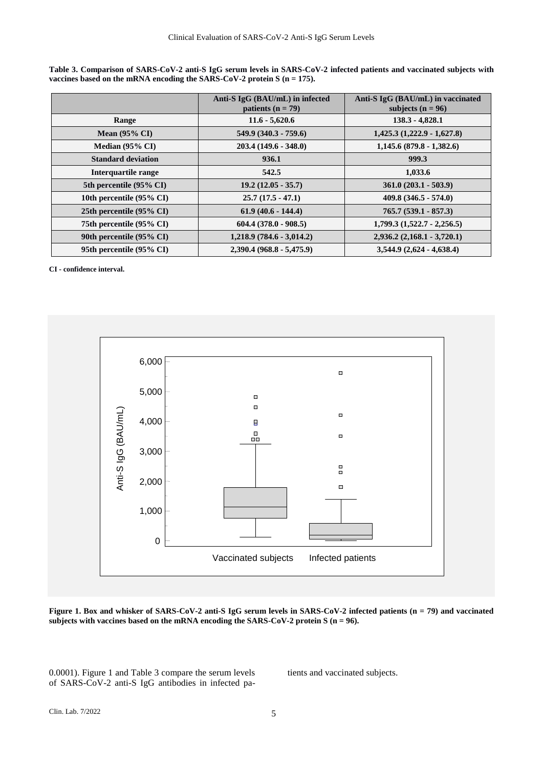**Table 3. Comparison of SARS-CoV-2 anti-S IgG serum levels in SARS-CoV-2 infected patients and vaccinated subjects with vaccines based on the mRNA encoding the SARS-CoV-2 protein S (n = 175).**

| | Anti-S IgG (BAU/mL) in infected patients (n = 79) | Anti-S IgG (BAU/mL) in vaccinated subjects (n = 96) |
|---|---|---|
| **Range** | 11.6 - 5,620.6 | 138.3 - 4,828.1 |
| **Mean (95% CI)** | 549.9 (340.3 - 759.6) | 1,425.3 (1,222.9 - 1,627.8) |
| **Median (95% CI)** | 203.4 (149.6 - 348.0) | 1,145.6 (879.8 - 1,382.6) |
| **Standard deviation** | 936.1 | 999.3 |
| **Interquartile range** | 542.5 | 1,033.6 |
| **5th percentile (95% CI)** | 19.2 (12.05 - 35.7) | 361.0 (203.1 - 503.9) |
| **10th percentile (95% CI)** | 25.7 (17.5 - 47.1) | 409.8 (346.5 - 574.0) |
| **25th percentile (95% CI)** | 61.9 (40.6 - 144.4) | 765.7 (539.1 - 857.3) |
| **75th percentile (95% CI)** | 604.4 (378.0 - 908.5) | 1,799.3 (1,522.7 - 2,256.5) |
| **90th percentile (95% CI)** | 1,218.9 (784.6 - 3,014.2) | 2,936.2 (2,168.1 - 3,720.1) |
| **95th percentile (95% CI)** | 2,390.4 (968.8 - 5,475.9) | 3,544.9 (2,624 - 4,638.4) |

CI - confidence interval.

**Figure 1. Box and whisker of SARS-CoV-2 anti-S IgG serum levels in SARS-CoV-2 infected patients (n = 79) and vaccinated subjects with vaccines based on the mRNA encoding the SARS-CoV-2 protein S (n = 96).**

0.0001). Figure 1 and Table 3 compare the serum levels of SARS-CoV-2 anti-S IgG antibodies in infected patients and vaccinated subjects.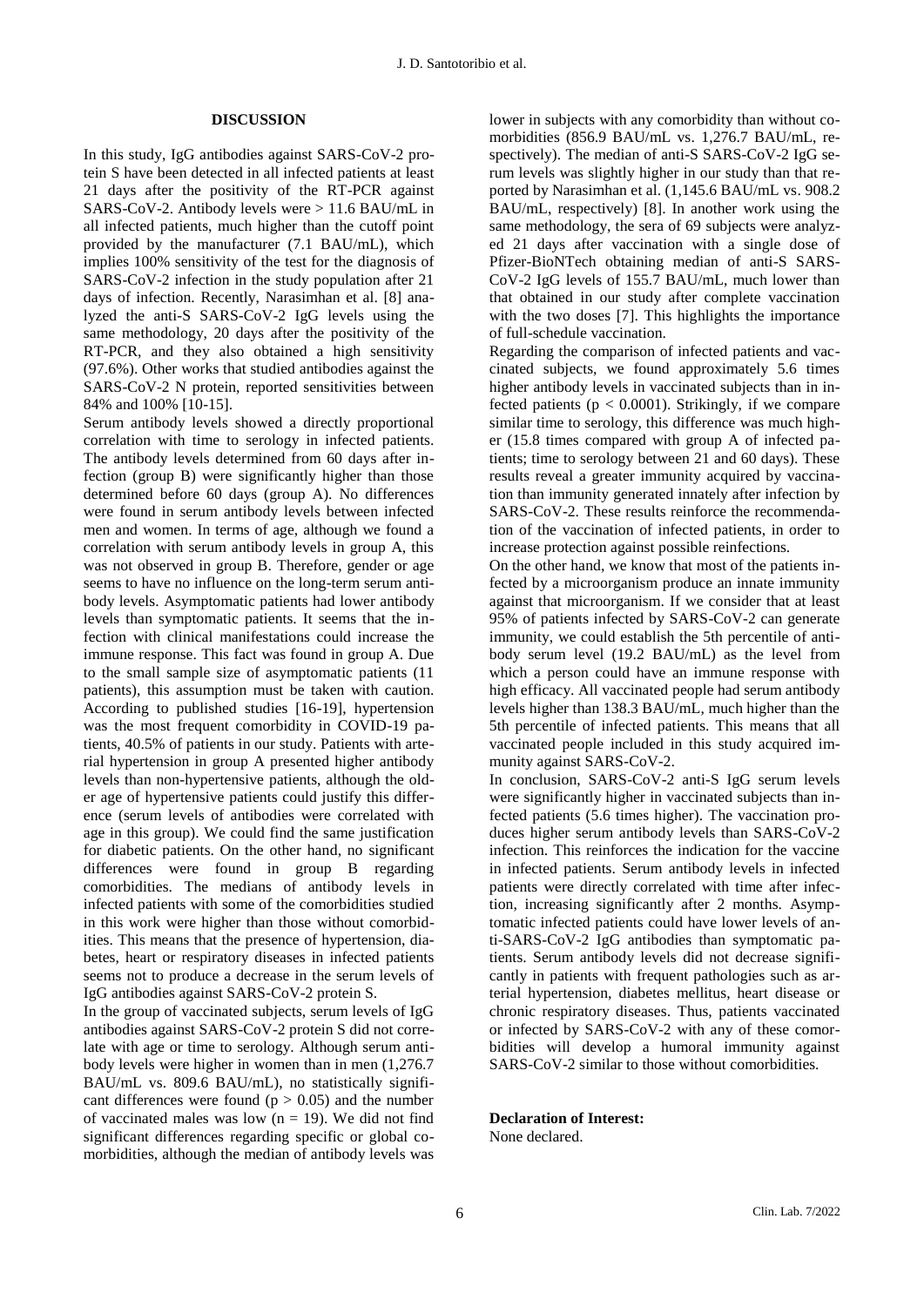## DISCUSSION

In this study, IgG antibodies against SARS-CoV-2 protein S have been detected in all infected patients at least 21 days after the positivity of the RT-PCR against SARS-CoV-2. Antibody levels were > 11.6 BAU/mL in all infected patients, much higher than the cutoff point provided by the manufacturer (7.1 BAU/mL), which implies 100% sensitivity of the test for the diagnosis of SARS-CoV-2 infection in the study population after 21 days of infection. Recently, Narasimhan et al. [8] analyzed the anti-S SARS-CoV-2 IgG levels using the same methodology, 20 days after the positivity of the RT-PCR, and they also obtained a high sensitivity (97.6%). Other works that studied antibodies against the SARS-CoV-2 N protein, reported sensitivities between 84% and 100% [10-15].

Serum antibody levels showed a directly proportional correlation with time to serology in infected patients. The antibody levels determined from 60 days after infection (group B) were significantly higher than those determined before 60 days (group A). No differences were found in serum antibody levels between infected men and women. In terms of age, although we found a correlation with serum antibody levels in group A, this was not observed in group B. Therefore, gender or age seems to have no influence on the long-term serum antibody levels. Asymptomatic patients had lower antibody levels than symptomatic patients. It seems that the infection with clinical manifestations could increase the immune response. This fact was found in group A. Due to the small sample size of asymptomatic patients (11 patients), this assumption must be taken with caution. According to published studies [16-19], hypertension was the most frequent comorbidity in COVID-19 patients, 40.5% of patients in our study. Patients with arterial hypertension in group A presented higher antibody levels than non-hypertensive patients, although the older age of hypertensive patients could justify this difference (serum levels of antibodies were correlated with age in this group). We could find the same justification for diabetic patients. On the other hand, no significant differences were found in group B regarding comorbidities. The medians of antibody levels in infected patients with some of the comorbidities studied in this work were higher than those without comorbidities. This means that the presence of hypertension, diabetes, heart or respiratory diseases in infected patients seems not to produce a decrease in the serum levels of IgG antibodies against SARS-CoV-2 protein S.

In the group of vaccinated subjects, serum levels of IgG antibodies against SARS-CoV-2 protein S did not correlate with age or time to serology. Although serum antibody levels were higher in women than in men (1,276.7 BAU/mL vs. 809.6 BAU/mL), no statistically significant differences were found ($p > 0.05$) and the number of vaccinated males was low ($n = 19$). We did not find significant differences regarding specific or global comorbidities, although the median of antibody levels was lower in subjects with any comorbidity than without comorbidities (856.9 BAU/mL vs. 1,276.7 BAU/mL, respectively). The median of anti-S SARS-CoV-2 IgG serum levels was slightly higher in our study than that reported by Narasimhan et al. (1,145.6 BAU/mL vs. 908.2 BAU/mL, respectively) [8]. In another work using the same methodology, the sera of 69 subjects were analyzed 21 days after vaccination with a single dose of Pfizer-BioNTech obtaining median of anti-S SARS-CoV-2 IgG levels of 155.7 BAU/mL, much lower than that obtained in our study after complete vaccination with the two doses [7]. This highlights the importance of full-schedule vaccination.

Regarding the comparison of infected patients and vaccinated subjects, we found approximately 5.6 times higher antibody levels in vaccinated subjects than in infected patients ($p < 0.0001$). Strikingly, if we compare similar time to serology, this difference was much higher (15.8 times compared with group A of infected patients; time to serology between 21 and 60 days). These results reveal a greater immunity acquired by vaccination than immunity generated innately after infection by SARS-CoV-2. These results reinforce the recommendation of the vaccination of infected patients, in order to increase protection against possible reinfections.

On the other hand, we know that most of the patients infected by a microorganism produce an innate immunity against that microorganism. If we consider that at least 95% of patients infected by SARS-CoV-2 can generate immunity, we could establish the 5th percentile of antibody serum level (19.2 BAU/mL) as the level from which a person could have an immune response with high efficacy. All vaccinated people had serum antibody levels higher than 138.3 BAU/mL, much higher than the 5th percentile of infected patients. This means that all vaccinated people included in this study acquired immunity against SARS-CoV-2.

In conclusion, SARS-CoV-2 anti-S IgG serum levels were significantly higher in vaccinated subjects than infected patients (5.6 times higher). The vaccination produces higher serum antibody levels than SARS-CoV-2 infection. This reinforces the indication for the vaccine in infected patients. Serum antibody levels in infected patients were directly correlated with time after infection, increasing significantly after 2 months. Asymptomatic infected patients could have lower levels of anti-SARS-CoV-2 IgG antibodies than symptomatic patients. Serum antibody levels did not decrease significantly in patients with frequent pathologies such as arterial hypertension, diabetes mellitus, heart disease or chronic respiratory diseases. Thus, patients vaccinated or infected by SARS-CoV-2 with any of these comorbidities will develop a humoral immunity against SARS-CoV-2 similar to those without comorbidities.

**Declaration of Interest:**
None declared.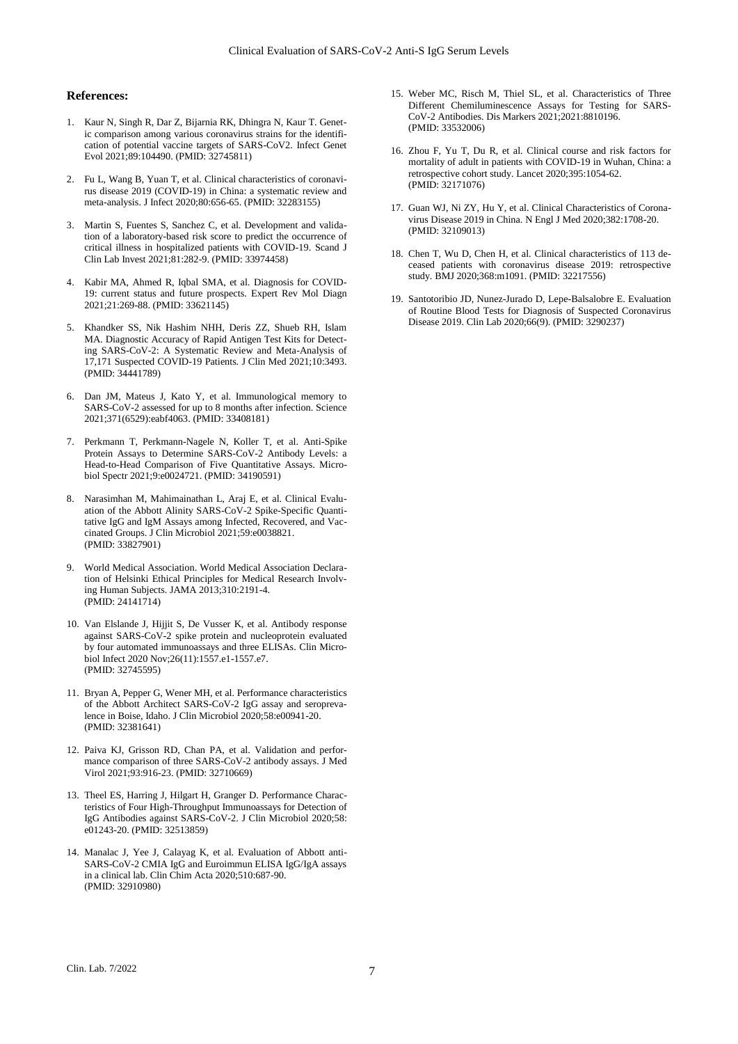**References:**

1. Kaur N, Singh R, Dar Z, Bijarnia RK, Dhingra N, Kaur T. Genetic comparison among various coronavirus strains for the identification of potential vaccine targets of SARS-CoV2. Infect Genet Evol 2021;89:104490. (PMID: 32745811)

2. Fu L, Wang B, Yuan T, et al. Clinical characteristics of coronavirus disease 2019 (COVID-19) in China: a systematic review and meta-analysis. J Infect 2020;80:656-65. (PMID: 32283155)

3. Martin S, Fuentes S, Sanchez C, et al. Development and validation of a laboratory-based risk score to predict the occurrence of critical illness in hospitalized patients with COVID-19. Scand J Clin Lab Invest 2021;81:282-9. (PMID: 33974458)

4. Kabir MA, Ahmed R, Iqbal SMA, et al. Diagnosis for COVID-19: current status and future prospects. Expert Rev Mol Diagn 2021;21:269-88. (PMID: 33621145)

5. Khandker SS, Nik Hashim NHH, Deris ZZ, Shueb RH, Islam MA. Diagnostic Accuracy of Rapid Antigen Test Kits for Detecting SARS-CoV-2: A Systematic Review and Meta-Analysis of 17,171 Suspected COVID-19 Patients. J Clin Med 2021;10:3493. (PMID: 34441789)

6. Dan JM, Mateus J, Kato Y, et al. Immunological memory to SARS-CoV-2 assessed for up to 8 months after infection. Science 2021;371(6529):eabf4063. (PMID: 33408181)

7. Perkmann T, Perkmann-Nagele N, Koller T, et al. Anti-Spike Protein Assays to Determine SARS-CoV-2 Antibody Levels: a Head-to-Head Comparison of Five Quantitative Assays. Microbiol Spectr 2021;9:e0024721. (PMID: 34190591)

8. Narasimhan M, Mahimainathan L, Araj E, et al. Clinical Evaluation of the Abbott Alinity SARS-CoV-2 Spike-Specific Quantitative IgG and IgM Assays among Infected, Recovered, and Vaccinated Groups. J Clin Microbiol 2021;59:e0038821. (PMID: 33827901)

9. World Medical Association. World Medical Association Declaration of Helsinki Ethical Principles for Medical Research Involving Human Subjects. JAMA 2013;310:2191-4. (PMID: 24141714)

10. Van Elslande J, Hijjit S, De Vusser K, et al. Antibody response against SARS-CoV-2 spike protein and nucleoprotein evaluated by four automated immunoassays and three ELISAs. Clin Microbiol Infect 2020 Nov;26(11):1557.e1-1557.e7. (PMID: 32745595)

11. Bryan A, Pepper G, Wener MH, et al. Performance characteristics of the Abbott Architect SARS-CoV-2 IgG assay and seroprevalence in Boise, Idaho. J Clin Microbiol 2020;58:e00941-20. (PMID: 32381641)

12. Paiva KJ, Grisson RD, Chan PA, et al. Validation and performance comparison of three SARS-CoV-2 antibody assays. J Med Virol 2021;93:916-23. (PMID: 32710669)

13. Theel ES, Harring J, Hilgart H, Granger D. Performance Characteristics of Four High-Throughput Immunoassays for Detection of IgG Antibodies against SARS-CoV-2. J Clin Microbiol 2020;58: e01243-20. (PMID: 32513859)

14. Manalac J, Yee J, Calayag K, et al. Evaluation of Abbott anti-SARS-CoV-2 CMIA IgG and Euroimmun ELISA IgG/IgA assays in a clinical lab. Clin Chim Acta 2020;510:687-90. (PMID: 32910980)

15. Weber MC, Risch M, Thiel SL, et al. Characteristics of Three Different Chemiluminescence Assays for Testing for SARS-CoV-2 Antibodies. Dis Markers 2021;2021:8810196. (PMID: 33532006)

16. Zhou F, Yu T, Du R, et al. Clinical course and risk factors for mortality of adult in patients with COVID-19 in Wuhan, China: a retrospective cohort study. Lancet 2020;395:1054-62. (PMID: 32171076)

17. Guan WJ, Ni ZY, Hu Y, et al. Clinical Characteristics of Coronavirus Disease 2019 in China. N Engl J Med 2020;382:1708-20. (PMID: 32109013)

18. Chen T, Wu D, Chen H, et al. Clinical characteristics of 113 deceased patients with coronavirus disease 2019: retrospective study. BMJ 2020;368:m1091. (PMID: 32217556)

19. Santotoribio JD, Nunez-Jurado D, Lepe-Balsalobre E. Evaluation of Routine Blood Tests for Diagnosis of Suspected Coronavirus Disease 2019. Clin Lab 2020;66(9). (PMID: 3290237)